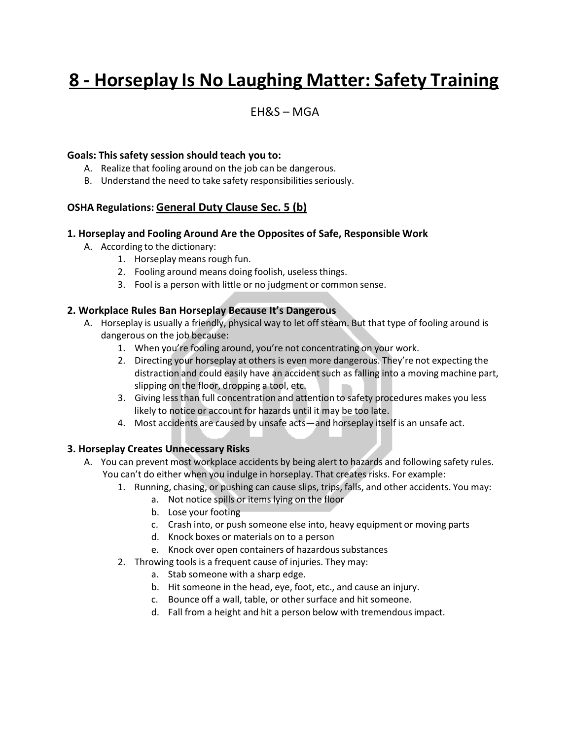# 8 - Horseplay Is No Laughing Matter: Safety Training

EH&S – MGA

**Goals: This safety session should teach you to:**

A. Realize that fooling around on the job can be dangerous.
B. Understand the need to take safety responsibilities seriously.

**OSHA Regulations:** General Duty Clause Sec. 5 (b)

### 1. Horseplay and Fooling Around Are the Opposites of Safe, Responsible Work

A. According to the dictionary:
   1. Horseplay means rough fun.
   2. Fooling around means doing foolish, useless things.
   3. Fool is a person with little or no judgment or common sense.

### 2. Workplace Rules Ban Horseplay Because It's Dangerous

A. Horseplay is usually a friendly, physical way to let off steam. But that type of fooling around is dangerous on the job because:
   1. When you're fooling around, you're not concentrating on your work.
   2. Directing your horseplay at others is even more dangerous. They're not expecting the distraction and could easily have an accident such as falling into a moving machine part, slipping on the floor, dropping a tool, etc.
   3. Giving less than full concentration and attention to safety procedures makes you less likely to notice or account for hazards until it may be too late.
   4. Most accidents are caused by unsafe acts—and horseplay itself is an unsafe act.

### 3. Horseplay Creates Unnecessary Risks

A. You can prevent most workplace accidents by being alert to hazards and following safety rules. You can't do either when you indulge in horseplay. That creates risks. For example:
   1. Running, chasing, or pushing can cause slips, trips, falls, and other accidents. You may:
      a. Not notice spills or items lying on the floor
      b. Lose your footing
      c. Crash into, or push someone else into, heavy equipment or moving parts
      d. Knock boxes or materials on to a person
      e. Knock over open containers of hazardous substances
   2. Throwing tools is a frequent cause of injuries. They may:
      a. Stab someone with a sharp edge.
      b. Hit someone in the head, eye, foot, etc., and cause an injury.
      c. Bounce off a wall, table, or other surface and hit someone.
      d. Fall from a height and hit a person below with tremendous impact.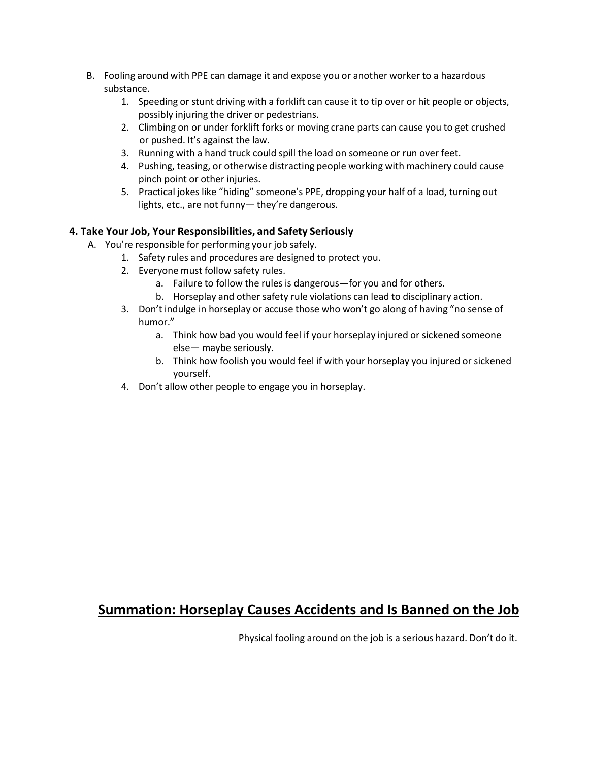B. Fooling around with PPE can damage it and expose you or another worker to a hazardous substance.

1. Speeding or stunt driving with a forklift can cause it to tip over or hit people or objects, possibly injuring the driver or pedestrians.
2. Climbing on or under forklift forks or moving crane parts can cause you to get crushed or pushed. It's against the law.
3. Running with a hand truck could spill the load on someone or run over feet.
4. Pushing, teasing, or otherwise distracting people working with machinery could cause pinch point or other injuries.
5. Practical jokes like "hiding" someone's PPE, dropping your half of a load, turning out lights, etc., are not funny— they're dangerous.

### 4. Take Your Job, Your Responsibilities, and Safety Seriously

A. You're responsible for performing your job safely.

1. Safety rules and procedures are designed to protect you.
2. Everyone must follow safety rules.
   a. Failure to follow the rules is dangerous—for you and for others.
   b. Horseplay and other safety rule violations can lead to disciplinary action.
3. Don't indulge in horseplay or accuse those who won't go along of having "no sense of humor."
   a. Think how bad you would feel if your horseplay injured or sickened someone else— maybe seriously.
   b. Think how foolish you would feel if with your horseplay you injured or sickened yourself.
4. Don't allow other people to engage you in horseplay.

## Summation: Horseplay Causes Accidents and Is Banned on the Job

Physical fooling around on the job is a serious hazard. Don't do it.